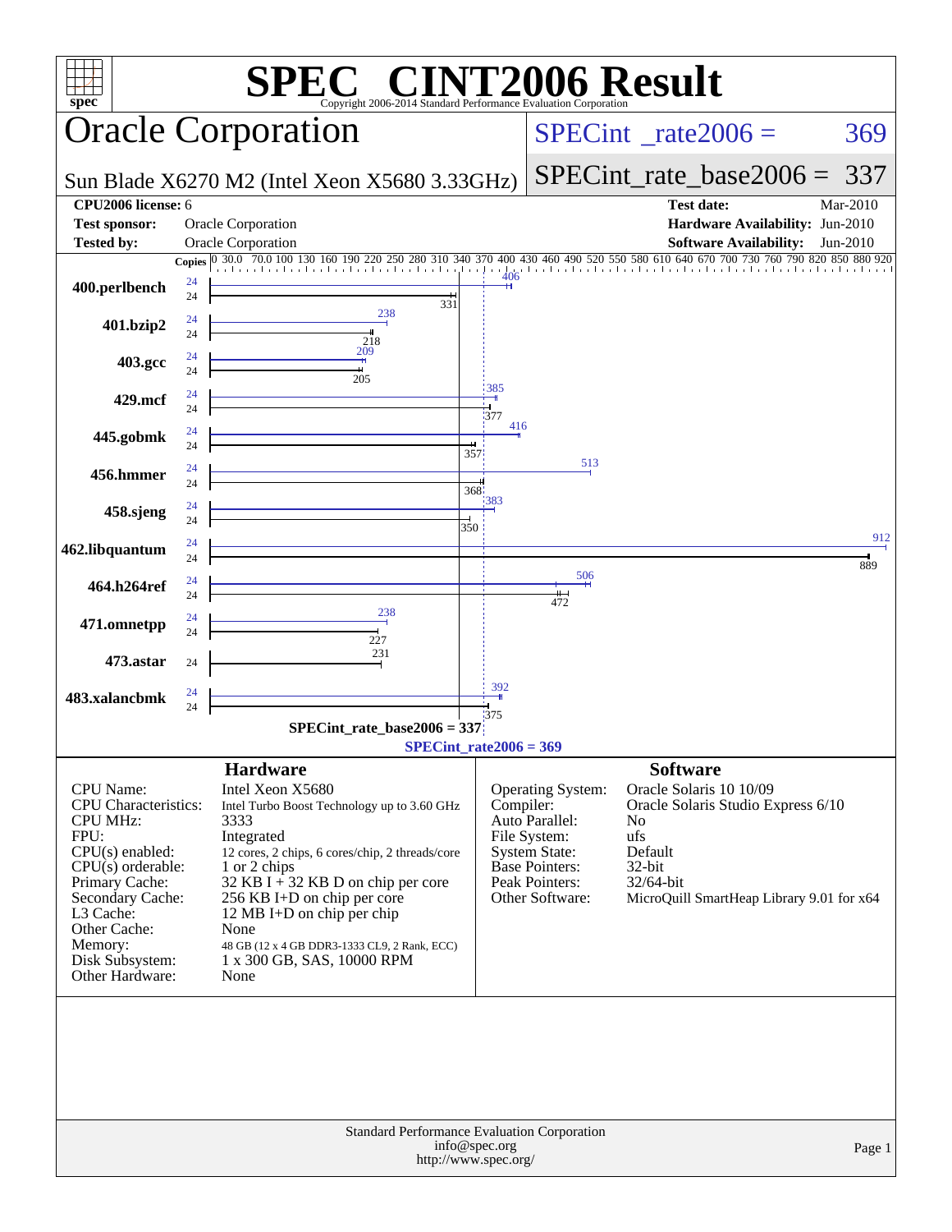# SPEC® CINT2006 Result

Copyright 2006-2014 Standard Performance Evaluation Corporation

## Oracle Corporation

**Sun Blade X6270 M2 (Intel Xeon X5680 3.33GHz)**

SPECint_rate2006 = 369

SPECint_rate_base2006 = 337

| | | | |
|---|---|---|---|
| **CPU2006 license:** 6 | | **Test date:** | Mar-2010 |
| **Test sponsor:** | Oracle Corporation | **Hardware Availability:** | Jun-2010 |
| **Tested by:** | Oracle Corporation | **Software Availability:** | Jun-2010 |

| Benchmark | Copies (peak) | Peak | Copies (base) | Base |
|---|---|---|---|---|
| 400.perlbench | 24 | 406 | 24 | 331 |
| 401.bzip2 | 24 | 238 | 24 | 218 |
| 403.gcc | 24 | 209 | 24 | 205 |
| 429.mcf | 24 | 385 | 24 | 377 |
| 445.gobmk | 24 | 416 | 24 | 357 |
| 456.hmmer | 24 | 513 | 24 | 368 |
| 458.sjeng | 24 | 383 | 24 | 350 |
| 462.libquantum | 24 | 912 | 24 | 889 |
| 464.h264ref | 24 | 506 | 24 | 472 |
| 471.omnetpp | 24 | 238 | 24 | 227 |
| 473.astar | | | 24 | 231 |
| 483.xalancbmk | 24 | 392 | 24 | 375 |

SPECint_rate_base2006 = 337

SPECint_rate2006 = 369

## Hardware

| | |
|---|---|
| CPU Name: | Intel Xeon X5680 |
| CPU Characteristics: | Intel Turbo Boost Technology up to 3.60 GHz |
| CPU MHz: | 3333 |
| FPU: | Integrated |
| CPU(s) enabled: | 12 cores, 2 chips, 6 cores/chip, 2 threads/core |
| CPU(s) orderable: | 1 or 2 chips |
| Primary Cache: | 32 KB I + 32 KB D on chip per core |
| Secondary Cache: | 256 KB I+D on chip per core |
| L3 Cache: | 12 MB I+D on chip per chip |
| Other Cache: | None |
| Memory: | 48 GB (12 x 4 GB DDR3-1333 CL9, 2 Rank, ECC) |
| Disk Subsystem: | 1 x 300 GB, SAS, 10000 RPM |
| Other Hardware: | None |

## Software

| | |
|---|---|
| Operating System: | Oracle Solaris 10 10/09 |
| Compiler: | Oracle Solaris Studio Express 6/10 |
| Auto Parallel: | No |
| File System: | ufs |
| System State: | Default |
| Base Pointers: | 32-bit |
| Peak Pointers: | 32/64-bit |
| Other Software: | MicroQuill SmartHeap Library 9.01 for x64 |

Standard Performance Evaluation Corporation
info@spec.org
http://www.spec.org/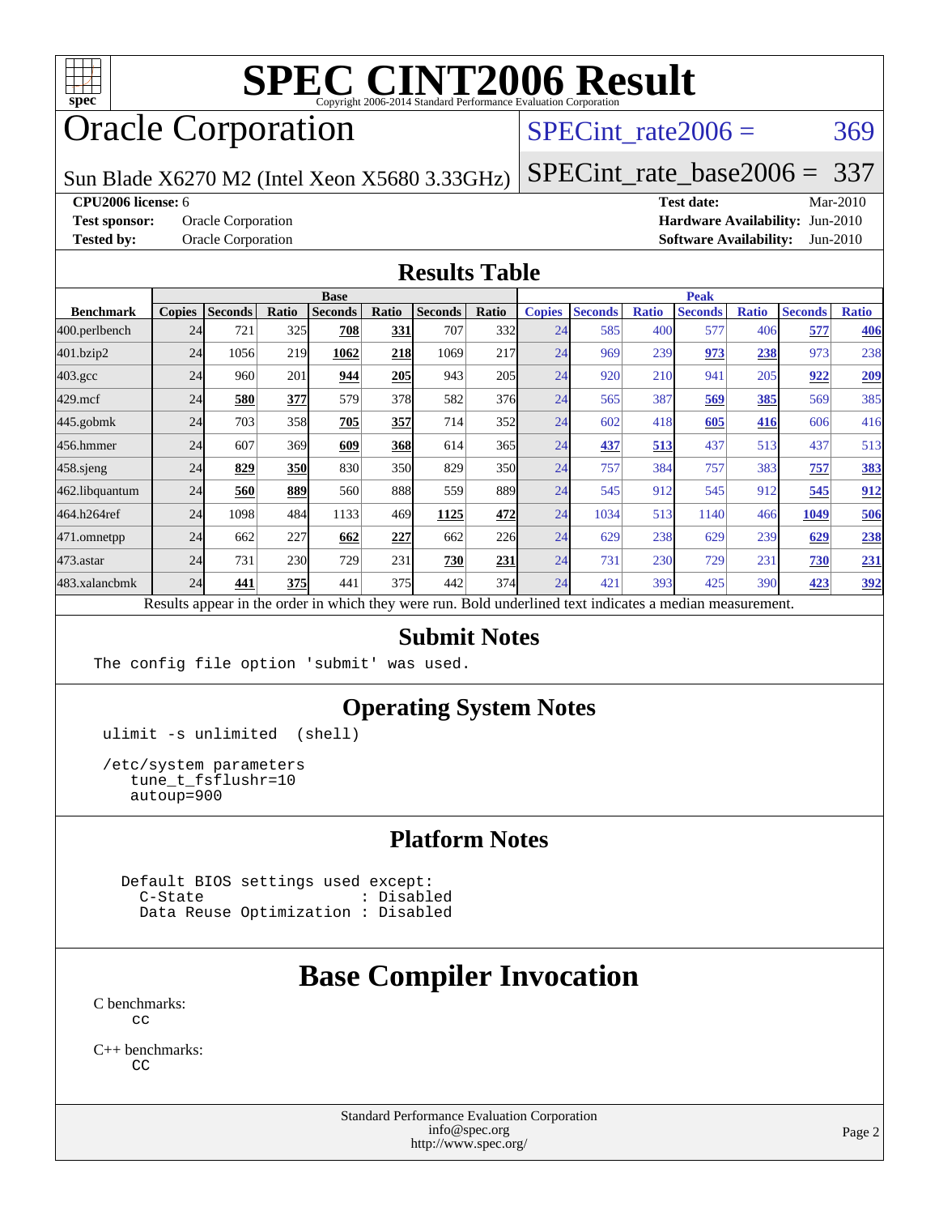# SPEC CINT2006 Result

Copyright 2006-2014 Standard Performance Evaluation Corporation

## Oracle Corporation

Sun Blade X6270 M2 (Intel Xeon X5680 3.33GHz)

SPECint_rate2006 = 369

SPECint_rate_base2006 = 337

**CPU2006 license:** 6
**Test sponsor:** Oracle Corporation
**Tested by:** Oracle Corporation

**Test date:** Mar-2010
**Hardware Availability:** Jun-2010
**Software Availability:** Jun-2010

## Results Table

| Benchmark | Base | | | | | | | Peak | | | | | | |
|---|---|---|---|---|---|---|---|---|---|---|---|---|---|---|
| | Copies | Seconds | Ratio | Seconds | Ratio | Seconds | Ratio | Copies | Seconds | Ratio | Seconds | Ratio | Seconds | Ratio |
| 400.perlbench | 24 | 721 | 325 | **708** | **331** | 707 | 332 | 24 | 585 | 400 | 577 | 406 | **577** | **406** |
| 401.bzip2 | 24 | 1056 | 219 | **1062** | **218** | 1069 | 217 | 24 | 969 | 239 | **973** | **238** | 973 | 238 |
| 403.gcc | 24 | 960 | 201 | **944** | **205** | 943 | 205 | 24 | 920 | 210 | 941 | 205 | **922** | **209** |
| 429.mcf | 24 | **580** | **377** | 579 | 378 | 582 | 376 | 24 | 565 | 387 | **569** | **385** | 569 | 385 |
| 445.gobmk | 24 | 703 | 358 | **705** | **357** | 714 | 352 | 24 | 602 | 418 | **605** | **416** | 606 | 416 |
| 456.hmmer | 24 | 607 | 369 | **609** | **368** | 614 | 365 | 24 | **437** | **513** | 437 | 513 | 437 | 513 |
| 458.sjeng | 24 | **829** | **350** | 830 | 350 | 829 | 350 | 24 | 757 | 384 | 757 | 383 | **757** | **383** |
| 462.libquantum | 24 | **560** | **889** | 560 | 888 | 559 | 889 | 24 | 545 | 912 | 545 | 912 | **545** | **912** |
| 464.h264ref | 24 | 1098 | 484 | 1133 | 469 | **1125** | **472** | 24 | 1034 | 513 | 1140 | 466 | **1049** | **506** |
| 471.omnetpp | 24 | 662 | 227 | **662** | **227** | 662 | 226 | 24 | 629 | 238 | 629 | 239 | **629** | **238** |
| 473.astar | 24 | 731 | 230 | 729 | 231 | **730** | **231** | 24 | 731 | 230 | 729 | 231 | **730** | **231** |
| 483.xalancbmk | 24 | **441** | **375** | 441 | 375 | 442 | 374 | 24 | 421 | 393 | 425 | 390 | **423** | **392** |

Results appear in the order in which they were run. Bold underlined text indicates a median measurement.

## Submit Notes

```
The config file option 'submit' was used.
```

## Operating System Notes

```
ulimit -s unlimited  (shell)

/etc/system parameters
   tune_t_fsflushr=10
   autoup=900
```

## Platform Notes

```
Default BIOS settings used except:
  C-State                  : Disabled
  Data Reuse Optimization : Disabled
```

## Base Compiler Invocation

C benchmarks:
```
cc
```

C++ benchmarks:
```
CC
```

Standard Performance Evaluation Corporation
info@spec.org
http://www.spec.org/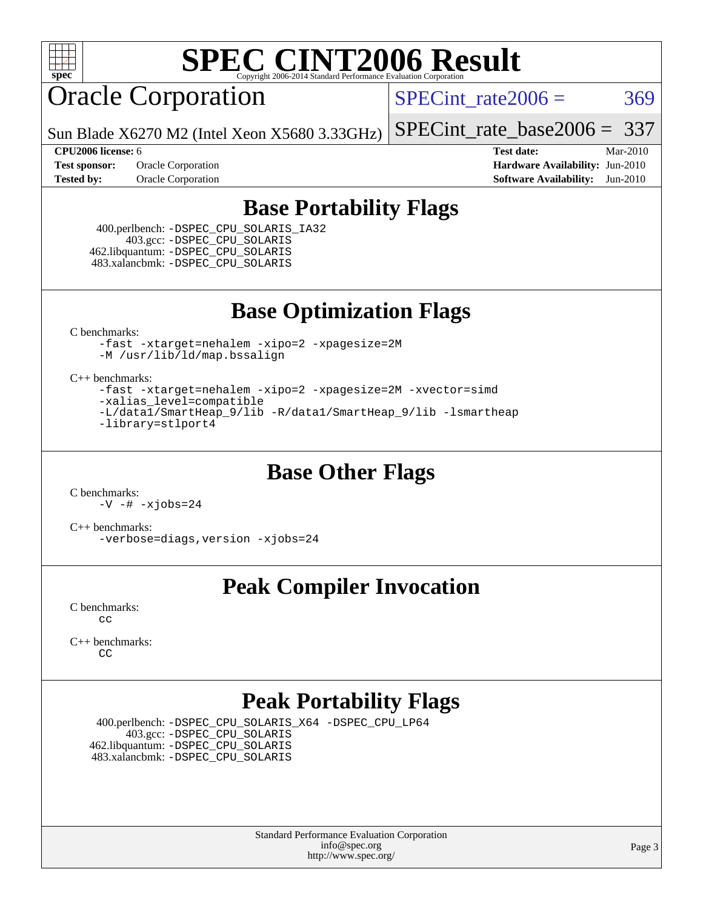# SPEC CINT2006 Result

Copyright 2006-2014 Standard Performance Evaluation Corporation

## Oracle Corporation

Sun Blade X6270 M2 (Intel Xeon X5680 3.33GHz)

SPECint_rate2006 = 369

SPECint_rate_base2006 = 337

| | | | |
|---|---|---|---|
| **CPU2006 license:** 6 | | **Test date:** | Mar-2010 |
| **Test sponsor:** | Oracle Corporation | **Hardware Availability:** | Jun-2010 |
| **Tested by:** | Oracle Corporation | **Software Availability:** | Jun-2010 |

## Base Portability Flags

400.perlbench: -DSPEC_CPU_SOLARIS_IA32
403.gcc: -DSPEC_CPU_SOLARIS
462.libquantum: -DSPEC_CPU_SOLARIS
483.xalancbmk: -DSPEC_CPU_SOLARIS

## Base Optimization Flags

C benchmarks:

```
-fast -xtarget=nehalem -xipo=2 -xpagesize=2M
-M /usr/lib/ld/map.bssalign
```

C++ benchmarks:

```
-fast -xtarget=nehalem -xipo=2 -xpagesize=2M -xvector=simd
-xalias_level=compatible
-L/data1/SmartHeap_9/lib -R/data1/SmartHeap_9/lib -lsmartheap
-library=stlport4
```

## Base Other Flags

C benchmarks:

```
-V -# -xjobs=24
```

C++ benchmarks:

```
-verbose=diags,version -xjobs=24
```

## Peak Compiler Invocation

C benchmarks:

```
cc
```

C++ benchmarks:

```
CC
```

## Peak Portability Flags

400.perlbench: -DSPEC_CPU_SOLARIS_X64 -DSPEC_CPU_LP64
403.gcc: -DSPEC_CPU_SOLARIS
462.libquantum: -DSPEC_CPU_SOLARIS
483.xalancbmk: -DSPEC_CPU_SOLARIS

Standard Performance Evaluation Corporation
info@spec.org
http://www.spec.org/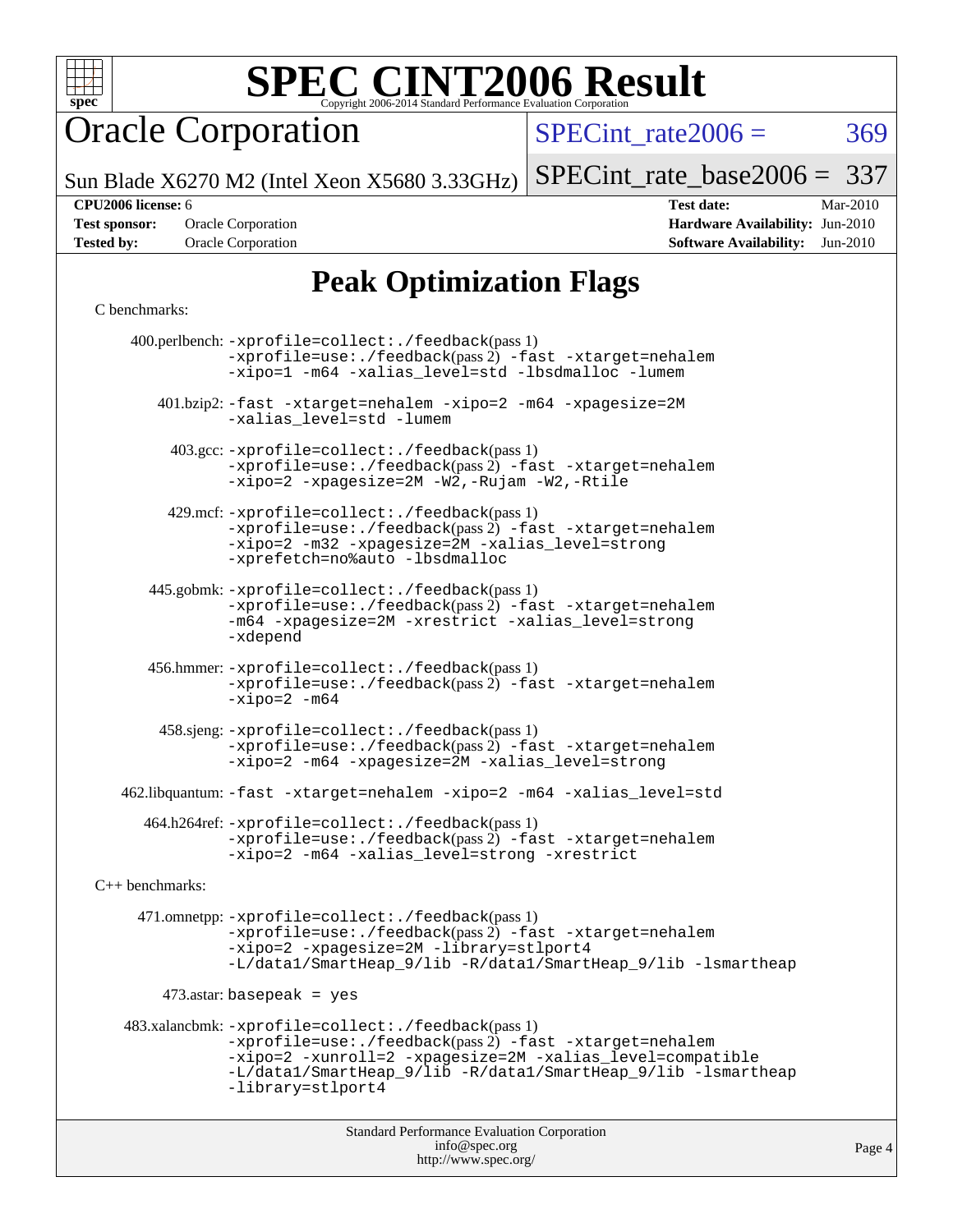# Peak Optimization Flags

C benchmarks:

400.perlbench: -xprofile=collect:./feedback(pass 1)
-xprofile=use:./feedback(pass 2) -fast -xtarget=nehalem
-xipo=1 -m64 -xalias_level=std -lbsdmalloc -lumem

401.bzip2: -fast -xtarget=nehalem -xipo=2 -m64 -xpagesize=2M
-xalias_level=std -lumem

403.gcc: -xprofile=collect:./feedback(pass 1)
-xprofile=use:./feedback(pass 2) -fast -xtarget=nehalem
-xipo=2 -xpagesize=2M -W2,-Rujam -W2,-Rtile

429.mcf: -xprofile=collect:./feedback(pass 1)
-xprofile=use:./feedback(pass 2) -fast -xtarget=nehalem
-xipo=2 -m32 -xpagesize=2M -xalias_level=strong
-xprefetch=no%auto -lbsdmalloc

445.gobmk: -xprofile=collect:./feedback(pass 1)
-xprofile=use:./feedback(pass 2) -fast -xtarget=nehalem
-m64 -xpagesize=2M -xrestrict -xalias_level=strong
-xdepend

456.hmmer: -xprofile=collect:./feedback(pass 1)
-xprofile=use:./feedback(pass 2) -fast -xtarget=nehalem
-xipo=2 -m64

458.sjeng: -xprofile=collect:./feedback(pass 1)
-xprofile=use:./feedback(pass 2) -fast -xtarget=nehalem
-xipo=2 -m64 -xpagesize=2M -xalias_level=strong

462.libquantum: -fast -xtarget=nehalem -xipo=2 -m64 -xalias_level=std

464.h264ref: -xprofile=collect:./feedback(pass 1)
-xprofile=use:./feedback(pass 2) -fast -xtarget=nehalem
-xipo=2 -m64 -xalias_level=strong -xrestrict

C++ benchmarks:

471.omnetpp: -xprofile=collect:./feedback(pass 1)
-xprofile=use:./feedback(pass 2) -fast -xtarget=nehalem
-xipo=2 -xpagesize=2M -library=stlport4
-L/data1/SmartHeap_9/lib -R/data1/SmartHeap_9/lib -lsmartheap

473.astar: basepeak = yes

483.xalancbmk: -xprofile=collect:./feedback(pass 1)
-xprofile=use:./feedback(pass 2) -fast -xtarget=nehalem
-xipo=2 -xunroll=2 -xpagesize=2M -xalias_level=compatible
-L/data1/SmartHeap_9/lib -R/data1/SmartHeap_9/lib -lsmartheap
-library=stlport4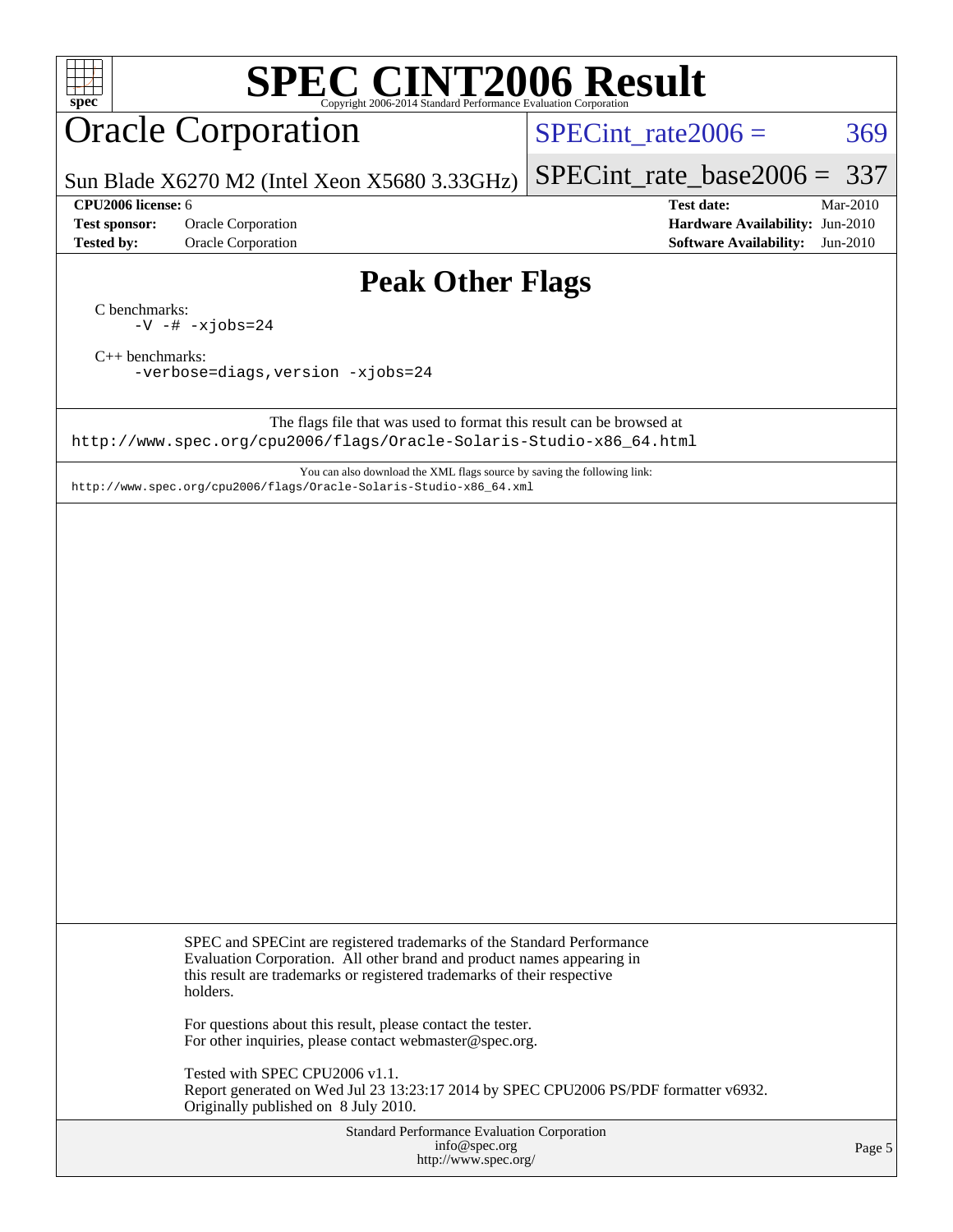# SPEC CINT2006 Result

Copyright 2006-2014 Standard Performance Evaluation Corporation

## Oracle Corporation

Sun Blade X6270 M2 (Intel Xeon X5680 3.33GHz)

SPECint_rate2006 = 369

SPECint_rate_base2006 = 337

**CPU2006 license:** 6

**Test sponsor:** Oracle Corporation

**Tested by:** Oracle Corporation

**Test date:** Mar-2010

**Hardware Availability:** Jun-2010

**Software Availability:** Jun-2010

## Peak Other Flags

C benchmarks:

```
-V -# -xjobs=24
```

C++ benchmarks:

```
-verbose=diags,version -xjobs=24
```

The flags file that was used to format this result can be browsed at
http://www.spec.org/cpu2006/flags/Oracle-Solaris-Studio-x86_64.html

You can also download the XML flags source by saving the following link:
http://www.spec.org/cpu2006/flags/Oracle-Solaris-Studio-x86_64.xml

SPEC and SPECint are registered trademarks of the Standard Performance Evaluation Corporation. All other brand and product names appearing in this result are trademarks or registered trademarks of their respective holders.

For questions about this result, please contact the tester.
For other inquiries, please contact webmaster@spec.org.

Tested with SPEC CPU2006 v1.1.
Report generated on Wed Jul 23 13:23:17 2014 by SPEC CPU2006 PS/PDF formatter v6932.
Originally published on 8 July 2010.

Standard Performance Evaluation Corporation
info@spec.org
http://www.spec.org/